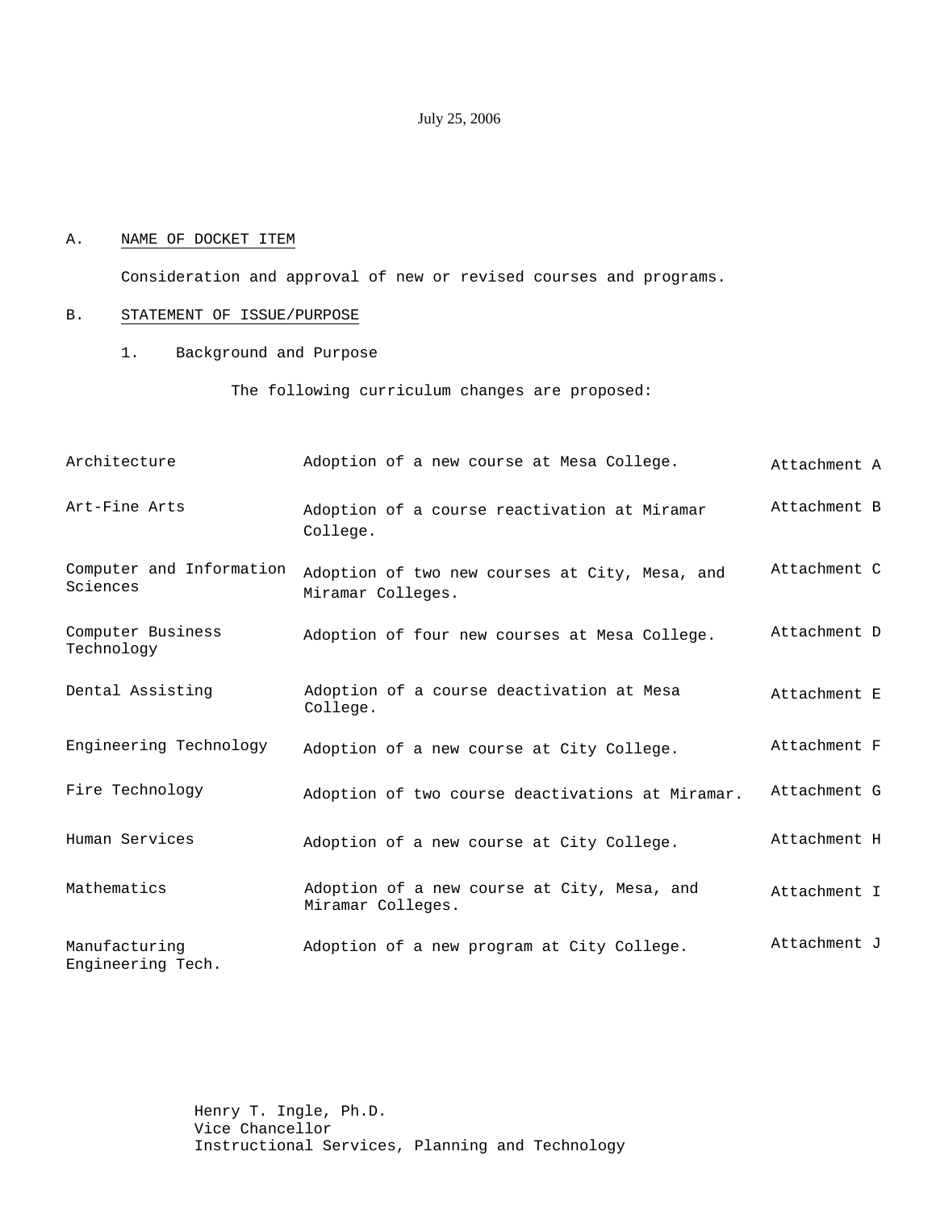July 25, 2006

A. NAME OF DOCKET ITEM

Consideration and approval of new or revised courses and programs.

B. STATEMENT OF ISSUE/PURPOSE

1. Background and Purpose

The following curriculum changes are proposed:

| | | |
|---|---|---|
| Architecture | Adoption of a new course at Mesa College. | Attachment A |
| Art-Fine Arts | Adoption of a course reactivation at Miramar College. | Attachment B |
| Computer and Information Sciences | Adoption of two new courses at City, Mesa, and Miramar Colleges. | Attachment C |
| Computer Business Technology | Adoption of four new courses at Mesa College. | Attachment D |
| Dental Assisting | Adoption of a course deactivation at Mesa College. | Attachment E |
| Engineering Technology | Adoption of a new course at City College. | Attachment F |
| Fire Technology | Adoption of two course deactivations at Miramar. | Attachment G |
| Human Services | Adoption of a new course at City College. | Attachment H |
| Mathematics | Adoption of a new course at City, Mesa, and Miramar Colleges. | Attachment I |
| Manufacturing Engineering Tech. | Adoption of a new program at City College. | Attachment J |

Henry T. Ingle, Ph.D.
Vice Chancellor
Instructional Services, Planning and Technology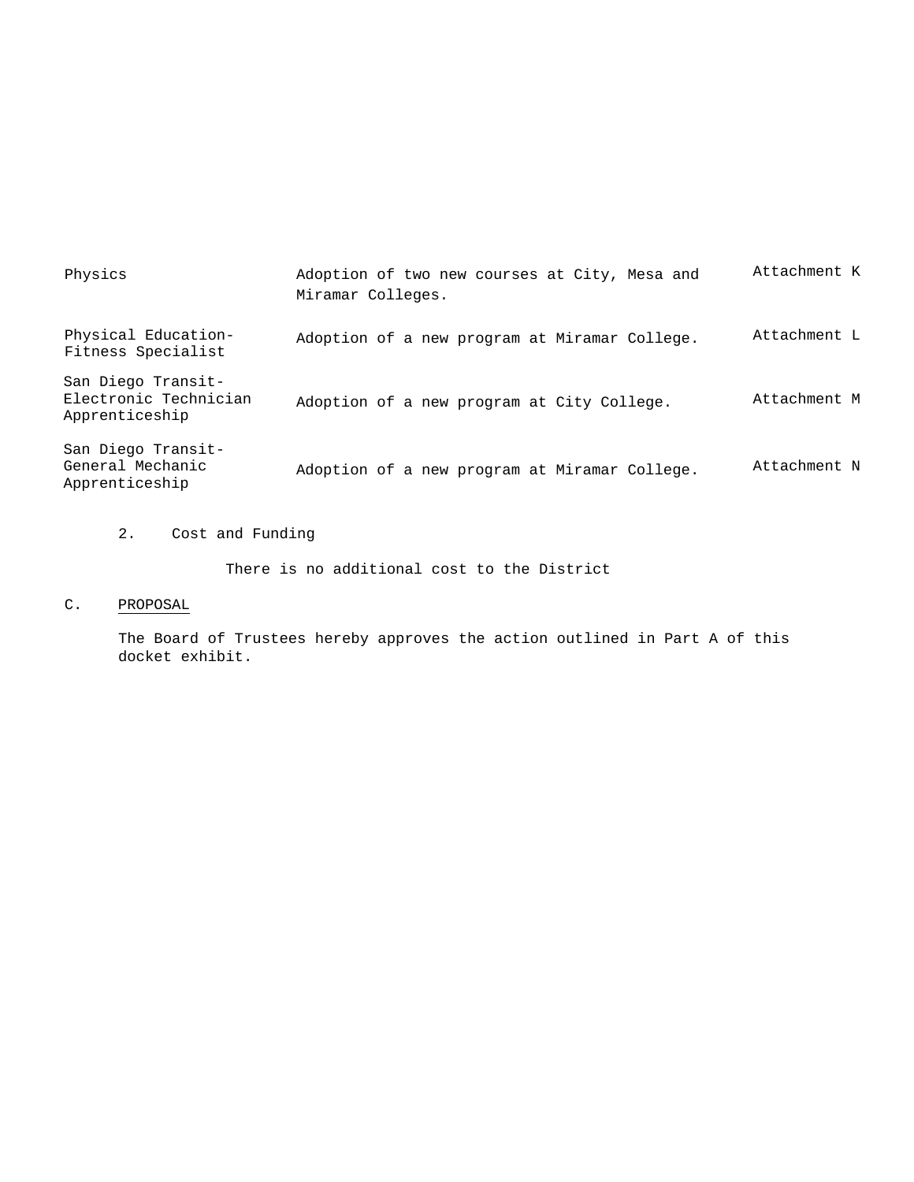| | | |
|---|---|---|
| Physics | Adoption of two new courses at City, Mesa and Miramar Colleges. | Attachment K |
| Physical Education-Fitness Specialist | Adoption of a new program at Miramar College. | Attachment L |
| San Diego Transit-Electronic Technician Apprenticeship | Adoption of a new program at City College. | Attachment M |
| San Diego Transit-General Mechanic Apprenticeship | Adoption of a new program at Miramar College. | Attachment N |

2. Cost and Funding

There is no additional cost to the District

C. PROPOSAL

The Board of Trustees hereby approves the action outlined in Part A of this docket exhibit.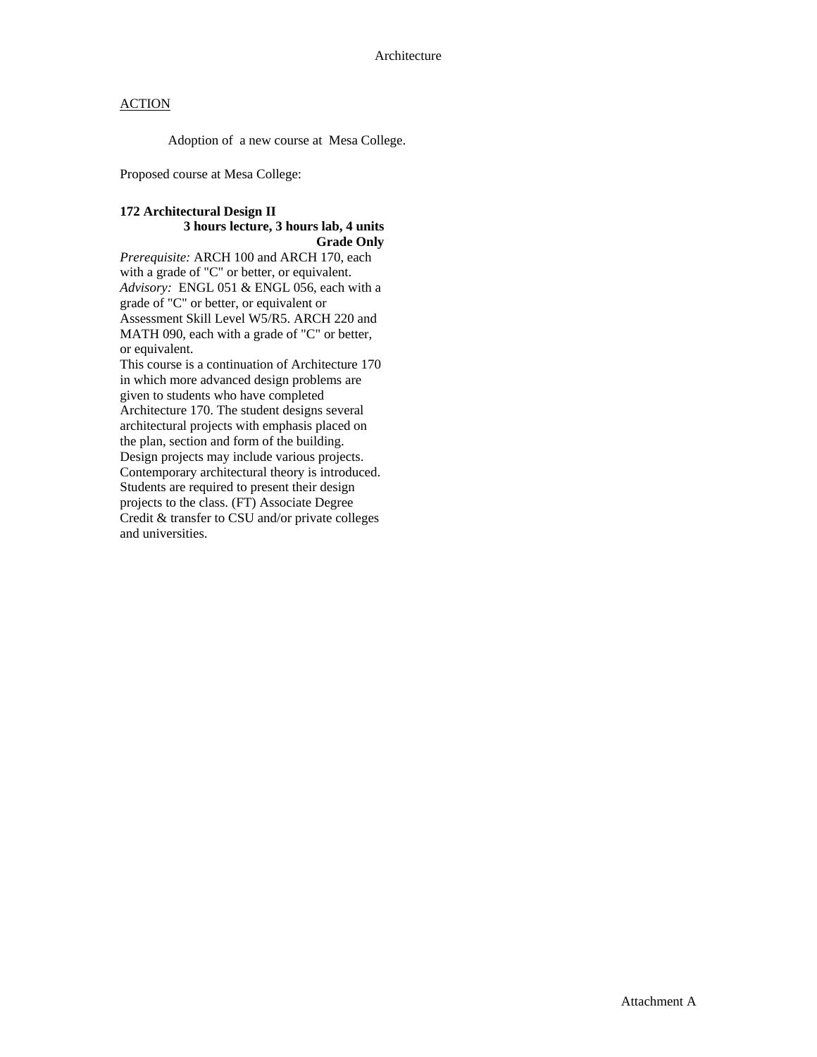Architecture

ACTION

Adoption of a new course at Mesa College.

Proposed course at Mesa College:

**172 Architectural Design II**
**3 hours lecture, 3 hours lab, 4 units**
**Grade Only**

*Prerequisite:* ARCH 100 and ARCH 170, each with a grade of "C" or better, or equivalent.
*Advisory:* ENGL 051 & ENGL 056, each with a grade of "C" or better, or equivalent or Assessment Skill Level W5/R5. ARCH 220 and MATH 090, each with a grade of "C" or better, or equivalent.
This course is a continuation of Architecture 170 in which more advanced design problems are given to students who have completed Architecture 170. The student designs several architectural projects with emphasis placed on the plan, section and form of the building. Design projects may include various projects. Contemporary architectural theory is introduced. Students are required to present their design projects to the class. (FT) Associate Degree Credit & transfer to CSU and/or private colleges and universities.

Attachment A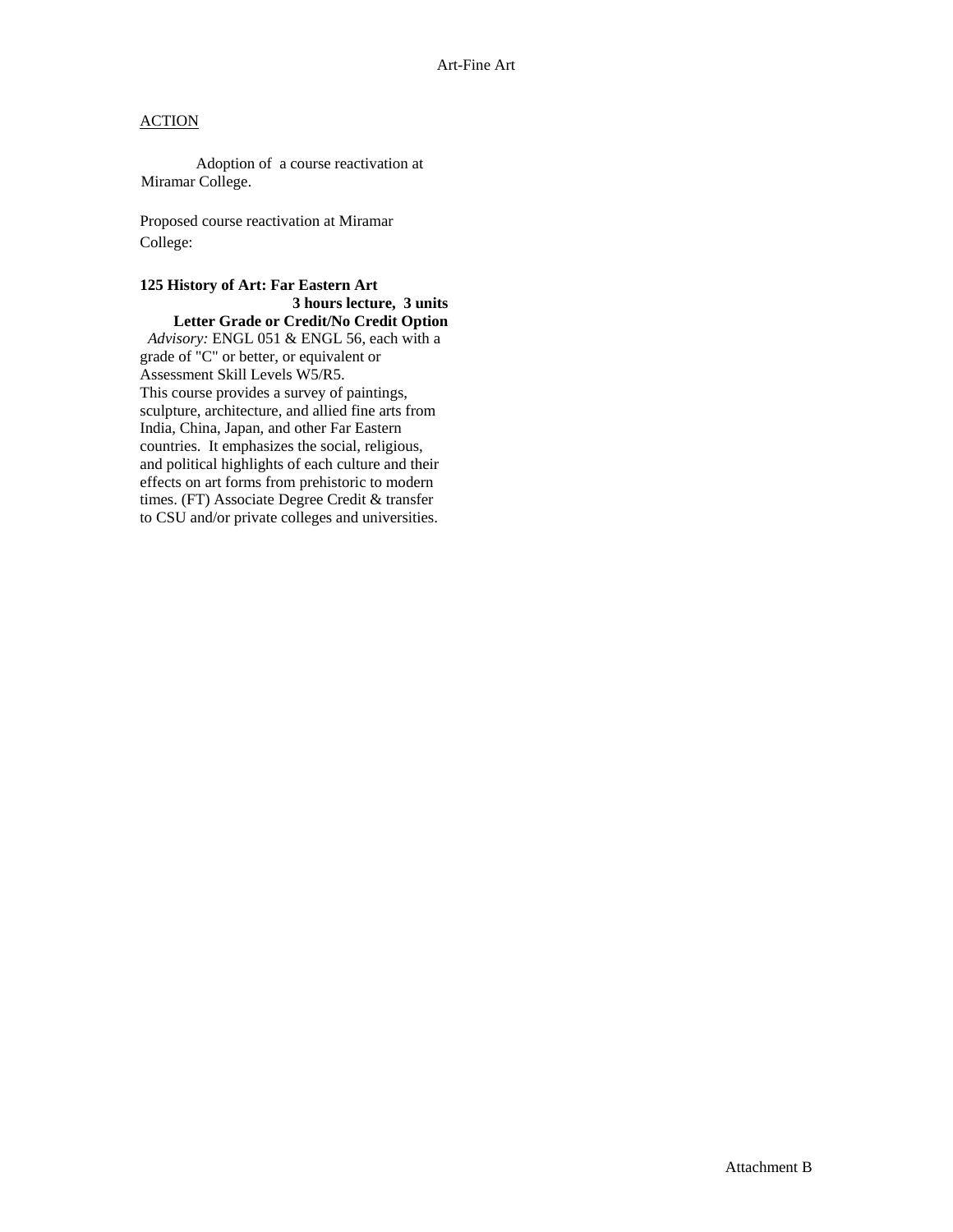Art-Fine Art

ACTION

Adoption of a course reactivation at Miramar College.

Proposed course reactivation at Miramar College:

**125 History of Art: Far Eastern Art**
**3 hours lecture, 3 units**
**Letter Grade or Credit/No Credit Option**

*Advisory:* ENGL 051 & ENGL 56, each with a grade of "C" or better, or equivalent or Assessment Skill Levels W5/R5.
This course provides a survey of paintings, sculpture, architecture, and allied fine arts from India, China, Japan, and other Far Eastern countries. It emphasizes the social, religious, and political highlights of each culture and their effects on art forms from prehistoric to modern times. (FT) Associate Degree Credit & transfer to CSU and/or private colleges and universities.

Attachment B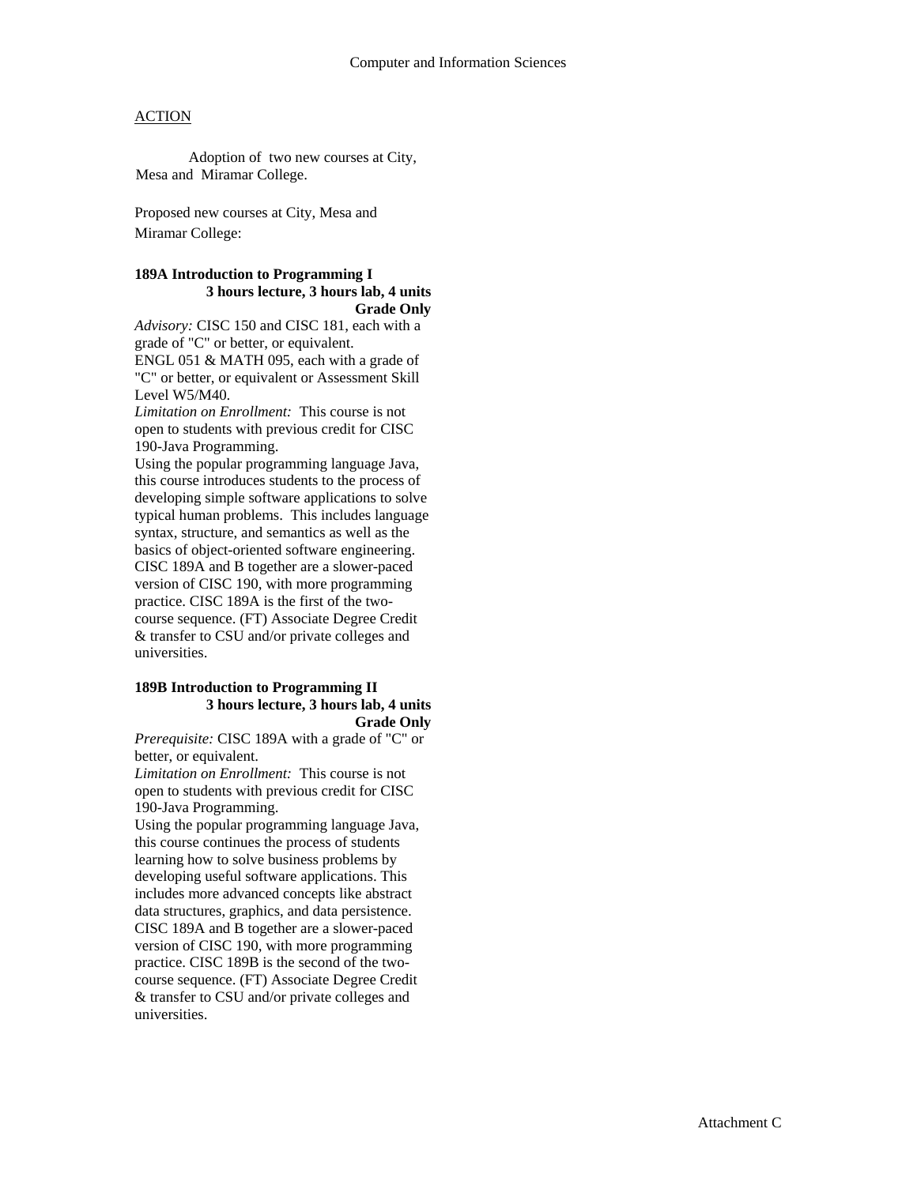Computer and Information Sciences

ACTION

Adoption of two new courses at City, Mesa and Miramar College.

Proposed new courses at City, Mesa and Miramar College:

**189A Introduction to Programming I**
**3 hours lecture, 3 hours lab, 4 units**
**Grade Only**

*Advisory:* CISC 150 and CISC 181, each with a grade of "C" or better, or equivalent.
ENGL 051 & MATH 095, each with a grade of "C" or better, or equivalent or Assessment Skill Level W5/M40.
*Limitation on Enrollment:* This course is not open to students with previous credit for CISC 190-Java Programming.
Using the popular programming language Java, this course introduces students to the process of developing simple software applications to solve typical human problems. This includes language syntax, structure, and semantics as well as the basics of object-oriented software engineering. CISC 189A and B together are a slower-paced version of CISC 190, with more programming practice. CISC 189A is the first of the two-course sequence. (FT) Associate Degree Credit & transfer to CSU and/or private colleges and universities.

**189B Introduction to Programming II**
**3 hours lecture, 3 hours lab, 4 units**
**Grade Only**

*Prerequisite:* CISC 189A with a grade of "C" or better, or equivalent.
*Limitation on Enrollment:* This course is not open to students with previous credit for CISC 190-Java Programming.
Using the popular programming language Java, this course continues the process of students learning how to solve business problems by developing useful software applications. This includes more advanced concepts like abstract data structures, graphics, and data persistence. CISC 189A and B together are a slower-paced version of CISC 190, with more programming practice. CISC 189B is the second of the two-course sequence. (FT) Associate Degree Credit & transfer to CSU and/or private colleges and universities.

Attachment C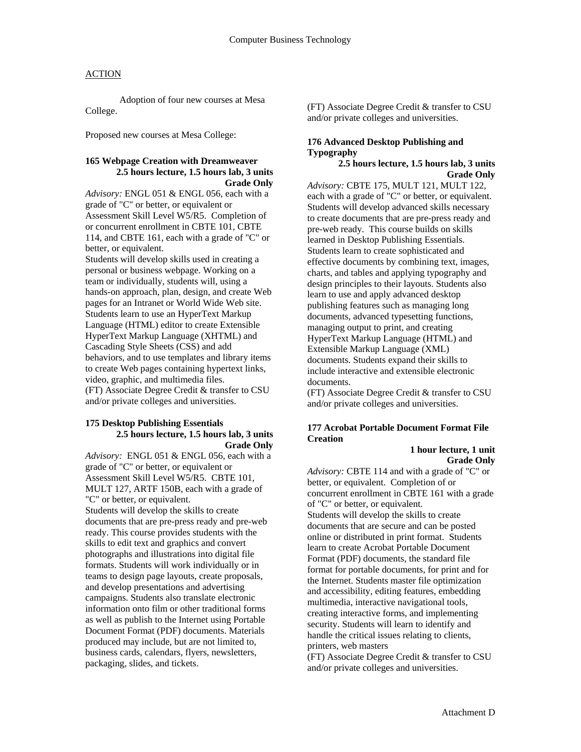## Computer Business Technology

ACTION

Adoption of four new courses at Mesa College.

Proposed new courses at Mesa College:

**165 Webpage Creation with Dreamweaver**
**2.5 hours lecture, 1.5 hours lab, 3 units**
**Grade Only**

*Advisory:* ENGL 051 & ENGL 056, each with a grade of "C" or better, or equivalent or Assessment Skill Level W5/R5. Completion of or concurrent enrollment in CBTE 101, CBTE 114, and CBTE 161, each with a grade of "C" or better, or equivalent.
Students will develop skills used in creating a personal or business webpage. Working on a team or individually, students will, using a hands-on approach, plan, design, and create Web pages for an Intranet or World Wide Web site. Students learn to use an HyperText Markup Language (HTML) editor to create Extensible HyperText Markup Language (XHTML) and Cascading Style Sheets (CSS) and add behaviors, and to use templates and library items to create Web pages containing hypertext links, video, graphic, and multimedia files.
(FT) Associate Degree Credit & transfer to CSU and/or private colleges and universities.

**175 Desktop Publishing Essentials**
**2.5 hours lecture, 1.5 hours lab, 3 units**
**Grade Only**

*Advisory:* ENGL 051 & ENGL 056, each with a grade of "C" or better, or equivalent or Assessment Skill Level W5/R5. CBTE 101, MULT 127, ARTF 150B, each with a grade of "C" or better, or equivalent.
Students will develop the skills to create documents that are pre-press ready and pre-web ready. This course provides students with the skills to edit text and graphics and convert photographs and illustrations into digital file formats. Students will work individually or in teams to design page layouts, create proposals, and develop presentations and advertising campaigns. Students also translate electronic information onto film or other traditional forms as well as publish to the Internet using Portable Document Format (PDF) documents. Materials produced may include, but are not limited to, business cards, calendars, flyers, newsletters, packaging, slides, and tickets.
(FT) Associate Degree Credit & transfer to CSU and/or private colleges and universities.

**176 Advanced Desktop Publishing and Typography**
**2.5 hours lecture, 1.5 hours lab, 3 units**
**Grade Only**

*Advisory:* CBTE 175, MULT 121, MULT 122, each with a grade of "C" or better, or equivalent.
Students will develop advanced skills necessary to create documents that are pre-press ready and pre-web ready. This course builds on skills learned in Desktop Publishing Essentials. Students learn to create sophisticated and effective documents by combining text, images, charts, and tables and applying typography and design principles to their layouts. Students also learn to use and apply advanced desktop publishing features such as managing long documents, advanced typesetting functions, managing output to print, and creating HyperText Markup Language (HTML) and Extensible Markup Language (XML) documents. Students expand their skills to include interactive and extensible electronic documents.
(FT) Associate Degree Credit & transfer to CSU and/or private colleges and universities.

**177 Acrobat Portable Document Format File Creation**
**1 hour lecture, 1 unit**
**Grade Only**

*Advisory:* CBTE 114 and with a grade of "C" or better, or equivalent. Completion of or concurrent enrollment in CBTE 161 with a grade of "C" or better, or equivalent.
Students will develop the skills to create documents that are secure and can be posted online or distributed in print format. Students learn to create Acrobat Portable Document Format (PDF) documents, the standard file format for portable documents, for print and for the Internet. Students master file optimization and accessibility, editing features, embedding multimedia, interactive navigational tools, creating interactive forms, and implementing security. Students will learn to identify and handle the critical issues relating to clients, printers, web masters
(FT) Associate Degree Credit & transfer to CSU and/or private colleges and universities.

Attachment D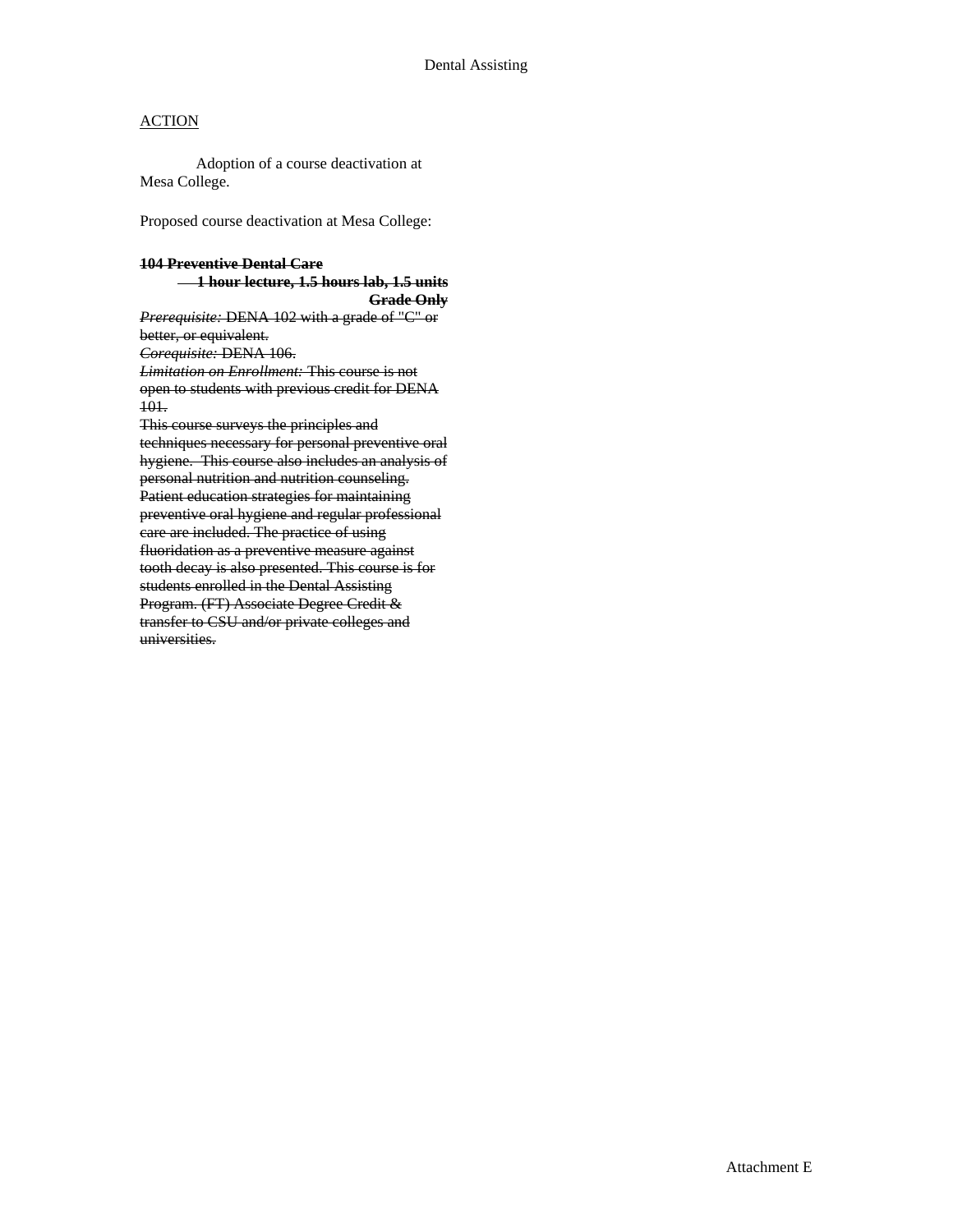Dental Assisting

ACTION

Adoption of a course deactivation at Mesa College.

Proposed course deactivation at Mesa College:

~~**104 Preventive Dental Care**~~

~~**1 hour lecture, 1.5 hours lab, 1.5 units**~~

~~**Grade Only**~~

~~*Prerequisite:* DENA 102 with a grade of "C" or better, or equivalent.~~

~~*Corequisite:* DENA 106.~~

~~*Limitation on Enrollment:* This course is not open to students with previous credit for DENA 101.~~

~~This course surveys the principles and techniques necessary for personal preventive oral hygiene. This course also includes an analysis of personal nutrition and nutrition counseling. Patient education strategies for maintaining preventive oral hygiene and regular professional care are included. The practice of using fluoridation as a preventive measure against tooth decay is also presented. This course is for students enrolled in the Dental Assisting Program. (FT) Associate Degree Credit & transfer to CSU and/or private colleges and universities.~~

Attachment E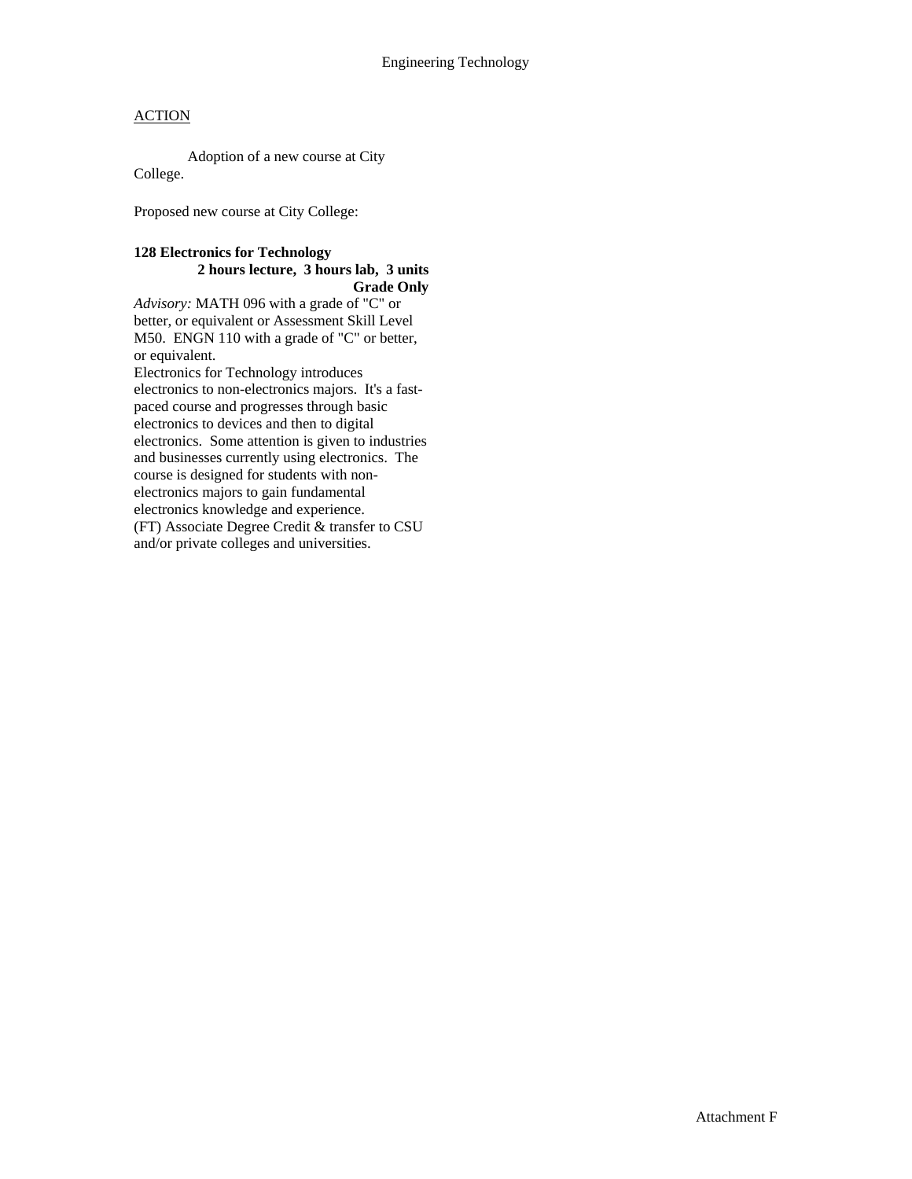Engineering Technology

ACTION

Adoption of a new course at City College.

Proposed new course at City College:

**128 Electronics for Technology**
**2 hours lecture, 3 hours lab, 3 units**
**Grade Only**

*Advisory:* MATH 096 with a grade of "C" or better, or equivalent or Assessment Skill Level M50. ENGN 110 with a grade of "C" or better, or equivalent.

Electronics for Technology introduces electronics to non-electronics majors. It's a fast-paced course and progresses through basic electronics to devices and then to digital electronics. Some attention is given to industries and businesses currently using electronics. The course is designed for students with non-electronics majors to gain fundamental electronics knowledge and experience.

(FT) Associate Degree Credit & transfer to CSU and/or private colleges and universities.

Attachment F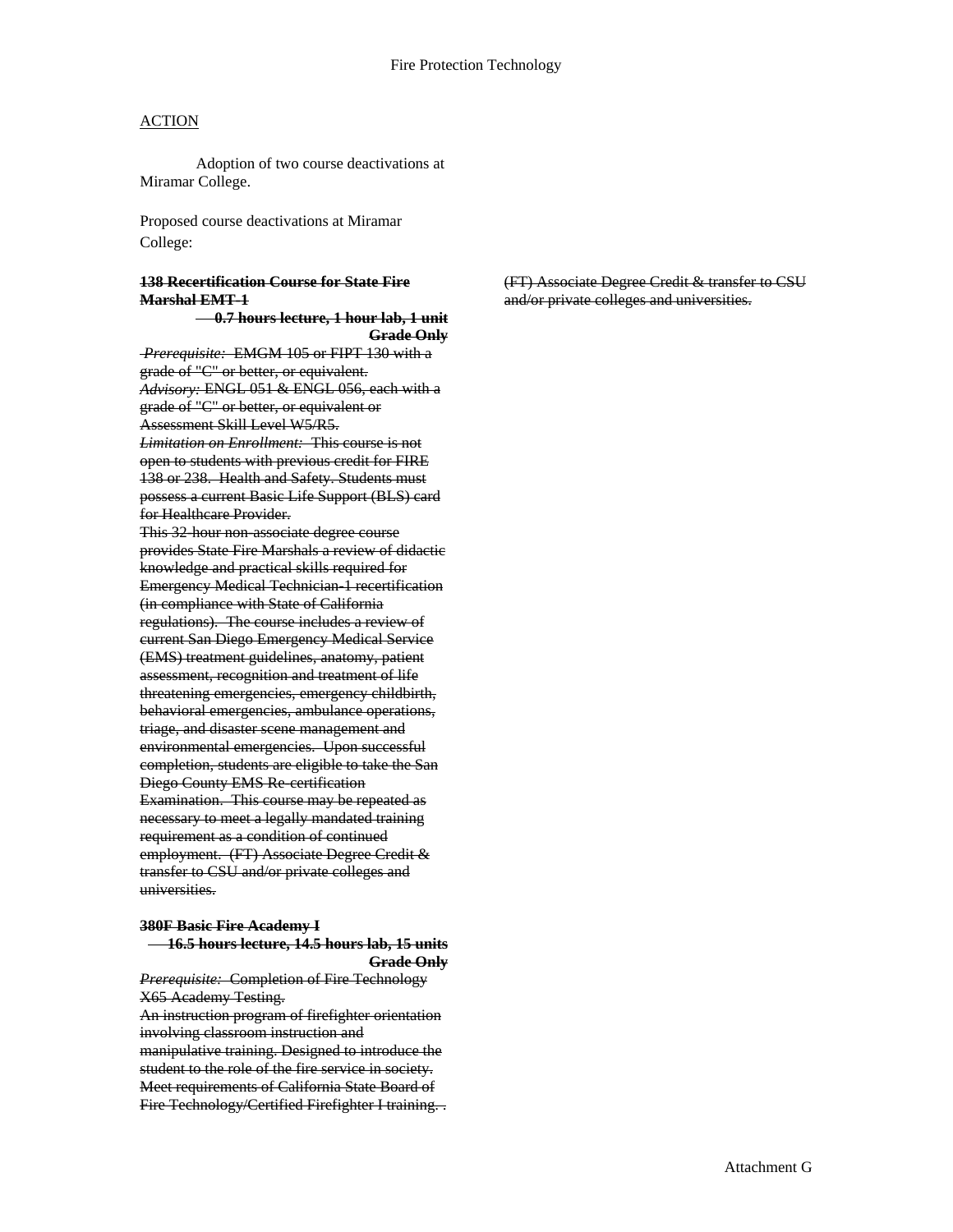Fire Protection Technology

ACTION

Adoption of two course deactivations at Miramar College.

Proposed course deactivations at Miramar College:

~~**138 Recertification Course for State Fire Marshal EMT-1**~~

~~**0.7 hours lecture, 1 hour lab, 1 unit**~~

~~**Grade Only**~~

~~*Prerequisite:* EMGM 105 or FIPT 130 with a grade of "C" or better, or equivalent.~~

~~*Advisory:* ENGL 051 & ENGL 056, each with a grade of "C" or better, or equivalent or Assessment Skill Level W5/R5.~~

~~*Limitation on Enrollment:* This course is not open to students with previous credit for FIRE 138 or 238. Health and Safety. Students must possess a current Basic Life Support (BLS) card for Healthcare Provider.~~

~~This 32-hour non-associate degree course provides State Fire Marshals a review of didactic knowledge and practical skills required for Emergency Medical Technician-1 recertification (in compliance with State of California regulations). The course includes a review of current San Diego Emergency Medical Service (EMS) treatment guidelines, anatomy, patient assessment, recognition and treatment of life threatening emergencies, emergency childbirth, behavioral emergencies, ambulance operations, triage, and disaster scene management and environmental emergencies. Upon successful completion, students are eligible to take the San Diego County EMS Re-certification Examination. This course may be repeated as necessary to meet a legally mandated training requirement as a condition of continued employment. (FT) Associate Degree Credit & transfer to CSU and/or private colleges and universities.~~

~~**380F Basic Fire Academy I**~~

~~**16.5 hours lecture, 14.5 hours lab, 15 units**~~

~~**Grade Only**~~

~~*Prerequisite:* Completion of Fire Technology X65 Academy Testing.~~

~~An instruction program of firefighter orientation involving classroom instruction and manipulative training. Designed to introduce the student to the role of the fire service in society. Meet requirements of California State Board of Fire Technology/Certified Firefighter I training. .~~

~~(FT) Associate Degree Credit & transfer to CSU and/or private colleges and universities.~~

Attachment G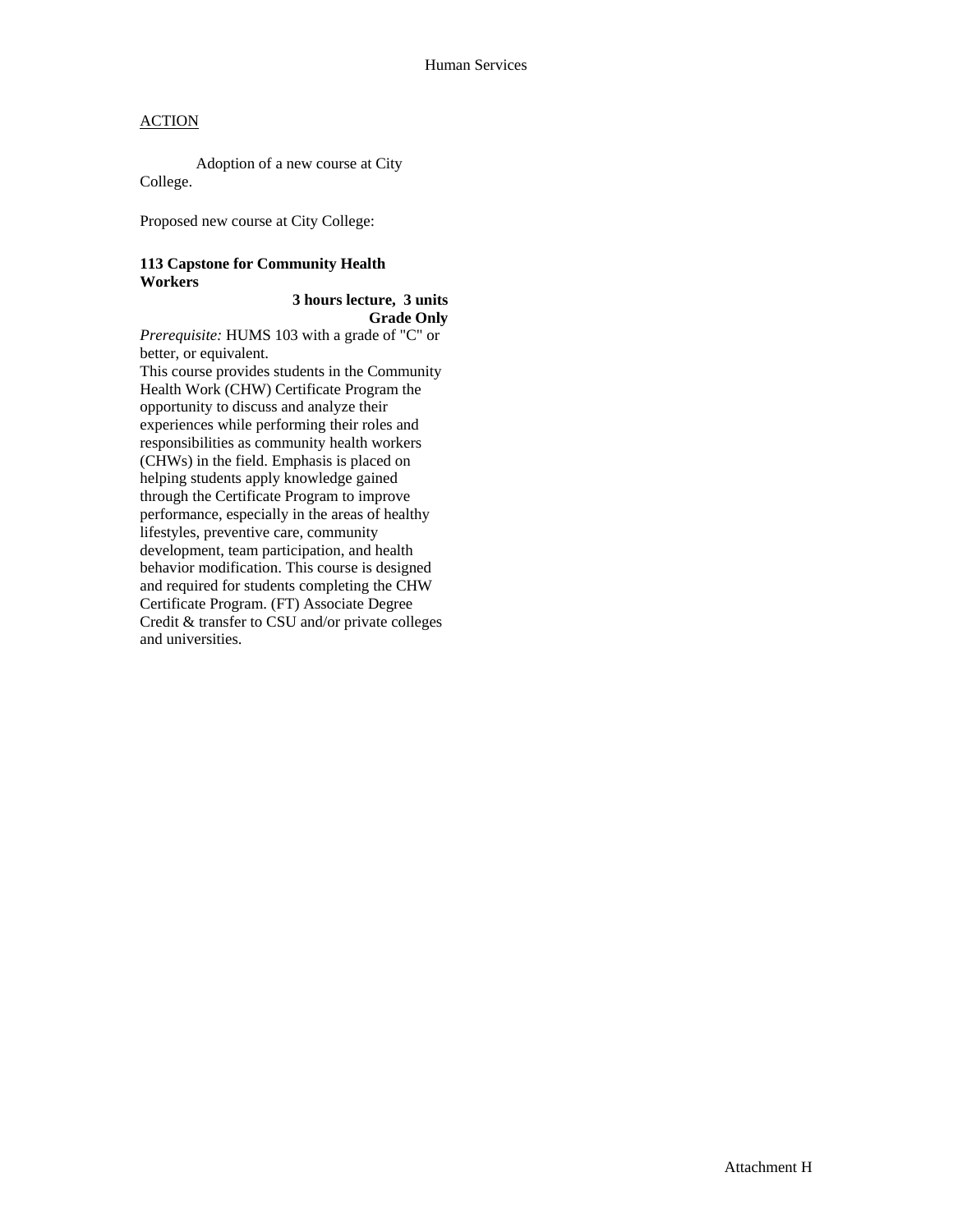Human Services

ACTION

Adoption of a new course at City College.

Proposed new course at City College:

**113 Capstone for Community Health Workers**

**3 hours lecture, 3 units**
**Grade Only**

*Prerequisite:* HUMS 103 with a grade of "C" or better, or equivalent.
This course provides students in the Community Health Work (CHW) Certificate Program the opportunity to discuss and analyze their experiences while performing their roles and responsibilities as community health workers (CHWs) in the field. Emphasis is placed on helping students apply knowledge gained through the Certificate Program to improve performance, especially in the areas of healthy lifestyles, preventive care, community development, team participation, and health behavior modification. This course is designed and required for students completing the CHW Certificate Program. (FT) Associate Degree Credit & transfer to CSU and/or private colleges and universities.

Attachment H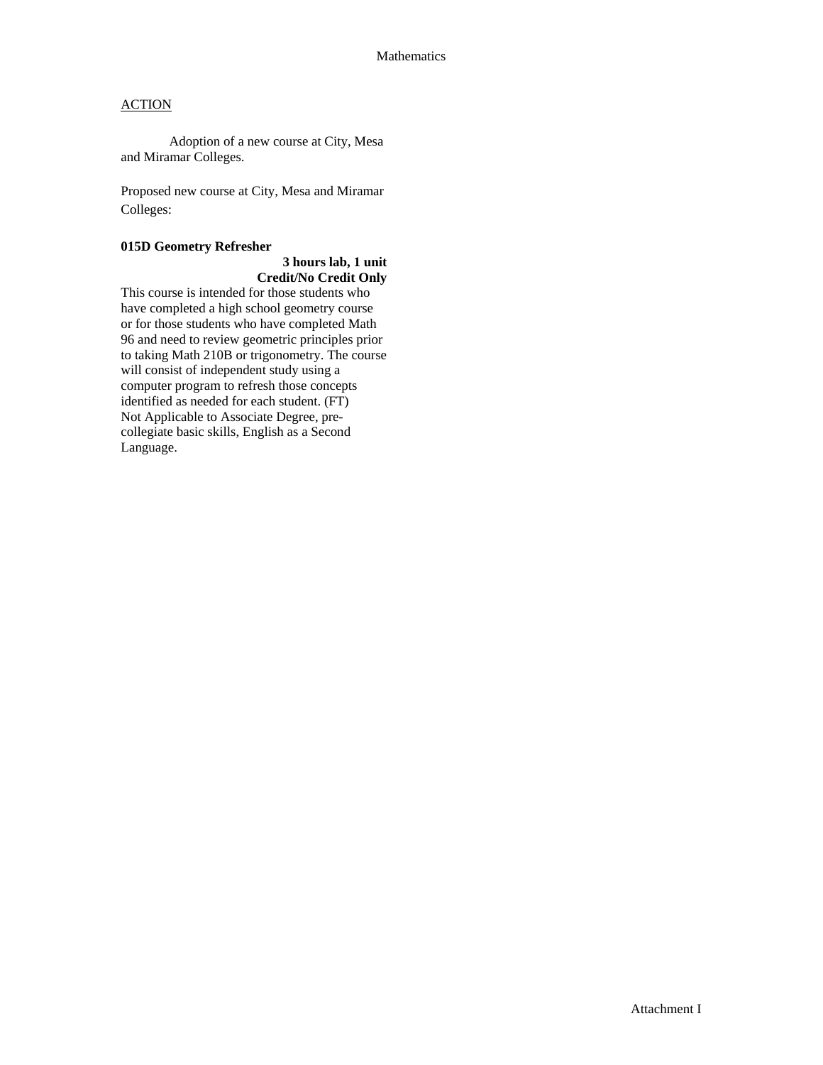Mathematics

ACTION

Adoption of a new course at City, Mesa and Miramar Colleges.

Proposed new course at City, Mesa and Miramar Colleges:

**015D Geometry Refresher**

**3 hours lab, 1 unit**
**Credit/No Credit Only**

This course is intended for those students who have completed a high school geometry course or for those students who have completed Math 96 and need to review geometric principles prior to taking Math 210B or trigonometry. The course will consist of independent study using a computer program to refresh those concepts identified as needed for each student. (FT) Not Applicable to Associate Degree, pre-collegiate basic skills, English as a Second Language.

Attachment I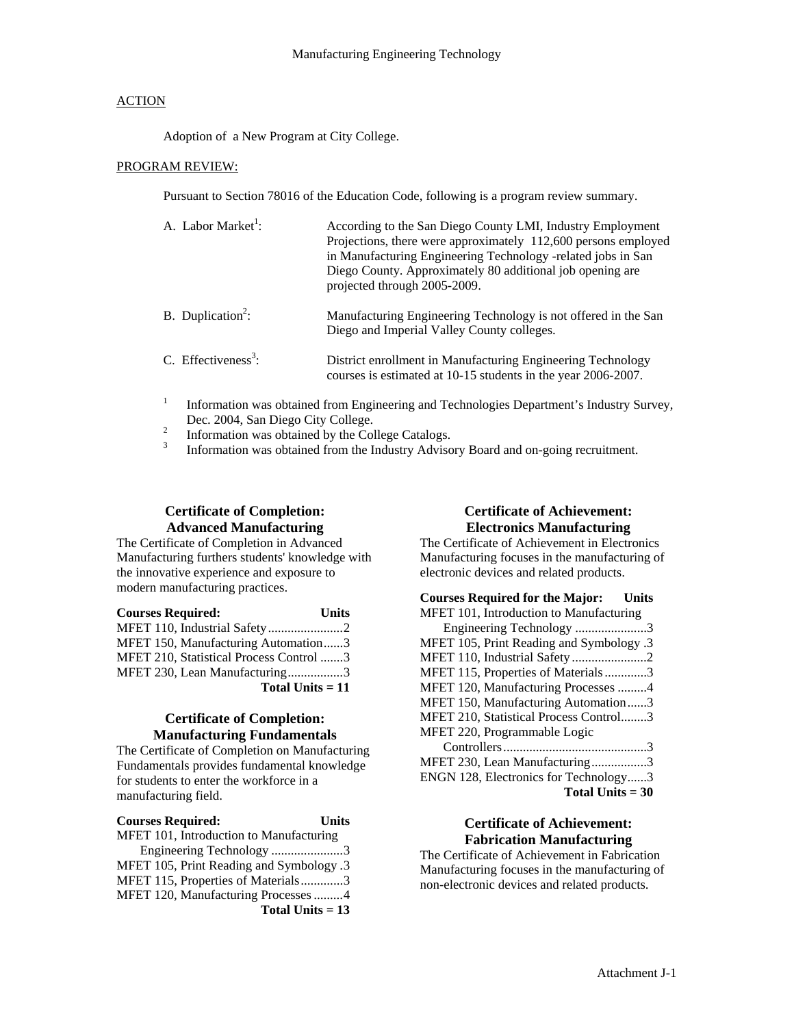# Manufacturing Engineering Technology

## ACTION

Adoption of a New Program at City College.

## PROGRAM REVIEW:

Pursuant to Section 78016 of the Education Code, following is a program review summary.

| | |
|---|---|
| A. Labor Market[1]: | According to the San Diego County LMI, Industry Employment Projections, there were approximately 112,600 persons employed in Manufacturing Engineering Technology -related jobs in San Diego County. Approximately 80 additional job opening are projected through 2005-2009. |
| B. Duplication[2]: | Manufacturing Engineering Technology is not offered in the San Diego and Imperial Valley County colleges. |
| C. Effectiveness[3]: | District enrollment in Manufacturing Engineering Technology courses is estimated at 10-15 students in the year 2006-2007. |

[1] Information was obtained from Engineering and Technologies Department's Industry Survey, Dec. 2004, San Diego City College.
[2] Information was obtained by the College Catalogs.
[3] Information was obtained from the Industry Advisory Board and on-going recruitment.

### Certificate of Completion: Advanced Manufacturing

The Certificate of Completion in Advanced Manufacturing furthers students' knowledge with the innovative experience and exposure to modern manufacturing practices.

| Courses Required: | Units |
|---|---|
| MFET 110, Industrial Safety | 2 |
| MFET 150, Manufacturing Automation | 3 |
| MFET 210, Statistical Process Control | 3 |
| MFET 230, Lean Manufacturing | 3 |
| **Total Units = 11** | |

### Certificate of Completion: Manufacturing Fundamentals

The Certificate of Completion on Manufacturing Fundamentals provides fundamental knowledge for students to enter the workforce in a manufacturing field.

| Courses Required: | Units |
|---|---|
| MFET 101, Introduction to Manufacturing Engineering Technology | 3 |
| MFET 105, Print Reading and Symbology | 3 |
| MFET 115, Properties of Materials | 3 |
| MFET 120, Manufacturing Processes | 4 |
| **Total Units = 13** | |

### Certificate of Achievement: Electronics Manufacturing

The Certificate of Achievement in Electronics Manufacturing focuses in the manufacturing of electronic devices and related products.

| Courses Required for the Major: | Units |
|---|---|
| MFET 101, Introduction to Manufacturing Engineering Technology | 3 |
| MFET 105, Print Reading and Symbology | 3 |
| MFET 110, Industrial Safety | 2 |
| MFET 115, Properties of Materials | 3 |
| MFET 120, Manufacturing Processes | 4 |
| MFET 150, Manufacturing Automation | 3 |
| MFET 210, Statistical Process Control | 3 |
| MFET 220, Programmable Logic Controllers | 3 |
| MFET 230, Lean Manufacturing | 3 |
| ENGN 128, Electronics for Technology | 3 |
| **Total Units = 30** | |

### Certificate of Achievement: Fabrication Manufacturing

The Certificate of Achievement in Fabrication Manufacturing focuses in the manufacturing of non-electronic devices and related products.

Attachment J-1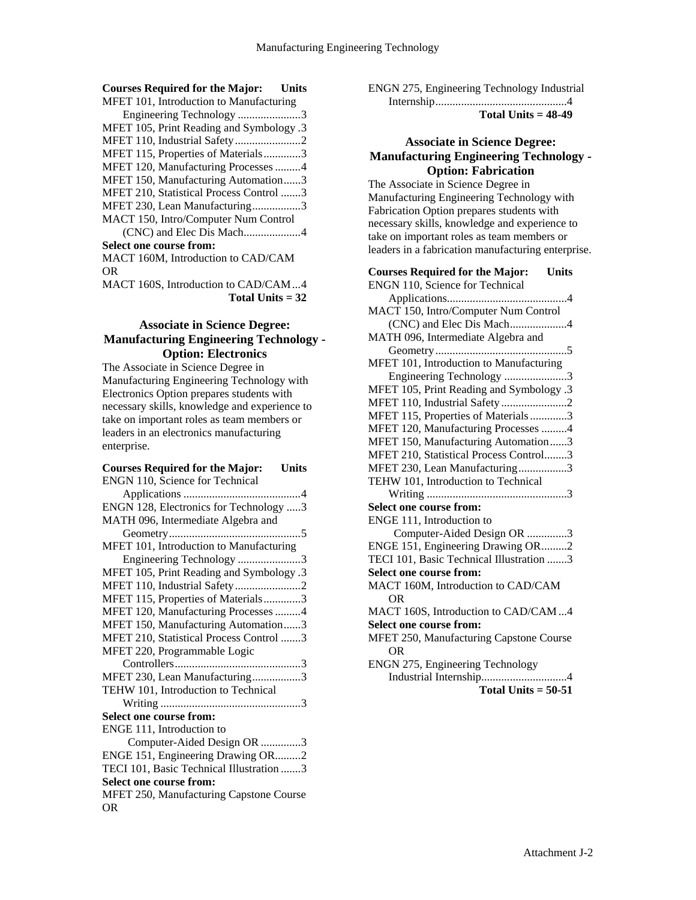**Courses Required for the Major: Units**

MFET 101, Introduction to Manufacturing Engineering Technology ......................3
MFET 105, Print Reading and Symbology .3
MFET 110, Industrial Safety.......................2
MFET 115, Properties of Materials.............3
MFET 120, Manufacturing Processes .........4
MFET 150, Manufacturing Automation......3
MFET 210, Statistical Process Control .......3
MFET 230, Lean Manufacturing.................3
MACT 150, Intro/Computer Num Control (CNC) and Elec Dis Mach....................4

**Select one course from:**

MACT 160M, Introduction to CAD/CAM
OR
MACT 160S, Introduction to CAD/CAM ...4

**Total Units = 32**

## Associate in Science Degree: Manufacturing Engineering Technology - Option: Electronics

The Associate in Science Degree in Manufacturing Engineering Technology with Electronics Option prepares students with necessary skills, knowledge and experience to take on important roles as team members or leaders in an electronics manufacturing enterprise.

**Courses Required for the Major: Units**

ENGN 110, Science for Technical Applications .........................................4
ENGN 128, Electronics for Technology .....3
MATH 096, Intermediate Algebra and Geometry..............................................5
MFET 101, Introduction to Manufacturing Engineering Technology ......................3
MFET 105, Print Reading and Symbology .3
MFET 110, Industrial Safety.......................2
MFET 115, Properties of Materials.............3
MFET 120, Manufacturing Processes .........4
MFET 150, Manufacturing Automation......3
MFET 210, Statistical Process Control .......3
MFET 220, Programmable Logic Controllers............................................3
MFET 230, Lean Manufacturing.................3
TEHW 101, Introduction to Technical Writing .................................................3

**Select one course from:**

ENGE 111, Introduction to Computer-Aided Design OR ..............3
ENGE 151, Engineering Drawing OR.........2
TECI 101, Basic Technical Illustration .......3

**Select one course from:**

MFET 250, Manufacturing Capstone Course
OR
ENGN 275, Engineering Technology Industrial Internship.............................................4

**Total Units = 48-49**

## Associate in Science Degree: Manufacturing Engineering Technology - Option: Fabrication

The Associate in Science Degree in Manufacturing Engineering Technology with Fabrication Option prepares students with necessary skills, knowledge and experience to take on important roles as team members or leaders in a fabrication manufacturing enterprise.

**Courses Required for the Major: Units**

ENGN 110, Science for Technical Applications..........................................4
MACT 150, Intro/Computer Num Control (CNC) and Elec Dis Mach....................4
MATH 096, Intermediate Algebra and Geometry..............................................5
MFET 101, Introduction to Manufacturing Engineering Technology ......................3
MFET 105, Print Reading and Symbology .3
MFET 110, Industrial Safety.......................2
MFET 115, Properties of Materials.............3
MFET 120, Manufacturing Processes .........4
MFET 150, Manufacturing Automation......3
MFET 210, Statistical Process Control........3
MFET 230, Lean Manufacturing.................3
TEHW 101, Introduction to Technical Writing .................................................3

**Select one course from:**

ENGE 111, Introduction to Computer-Aided Design OR ..............3
ENGE 151, Engineering Drawing OR.........2
TECI 101, Basic Technical Illustration .......3

**Select one course from:**

MACT 160M, Introduction to CAD/CAM
OR
MACT 160S, Introduction to CAD/CAM ...4

**Select one course from:**

MFET 250, Manufacturing Capstone Course
OR
ENGN 275, Engineering Technology Industrial Internship.............................4

**Total Units = 50-51**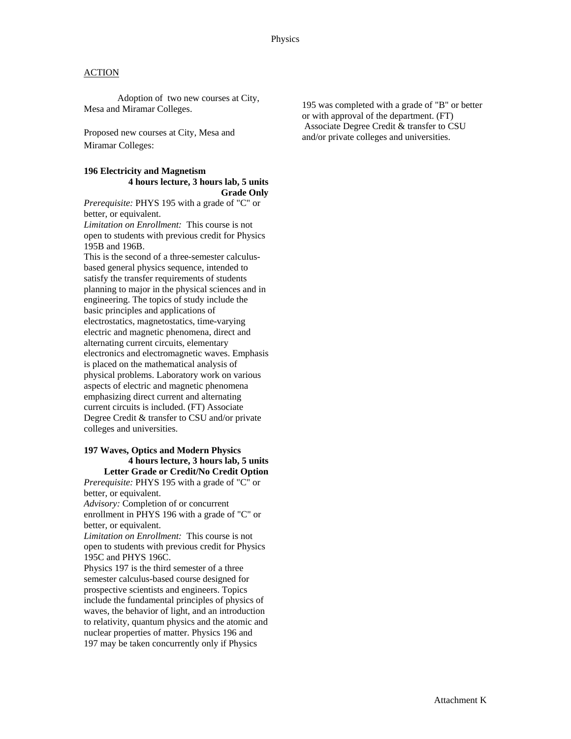## ACTION

Adoption of two new courses at City, Mesa and Miramar Colleges.

Proposed new courses at City, Mesa and Miramar Colleges:

**196 Electricity and Magnetism**
**4 hours lecture, 3 hours lab, 5 units**
**Grade Only**

*Prerequisite:* PHYS 195 with a grade of "C" or better, or equivalent.
*Limitation on Enrollment:* This course is not open to students with previous credit for Physics 195B and 196B.
This is the second of a three-semester calculus-based general physics sequence, intended to satisfy the transfer requirements of students planning to major in the physical sciences and in engineering. The topics of study include the basic principles and applications of electrostatics, magnetostatics, time-varying electric and magnetic phenomena, direct and alternating current circuits, elementary electronics and electromagnetic waves. Emphasis is placed on the mathematical analysis of physical problems. Laboratory work on various aspects of electric and magnetic phenomena emphasizing direct current and alternating current circuits is included. (FT) Associate Degree Credit & transfer to CSU and/or private colleges and universities.

**197 Waves, Optics and Modern Physics**
**4 hours lecture, 3 hours lab, 5 units**
**Letter Grade or Credit/No Credit Option**

*Prerequisite:* PHYS 195 with a grade of "C" or better, or equivalent.
*Advisory:* Completion of or concurrent enrollment in PHYS 196 with a grade of "C" or better, or equivalent.
*Limitation on Enrollment:* This course is not open to students with previous credit for Physics 195C and PHYS 196C.
Physics 197 is the third semester of a three semester calculus-based course designed for prospective scientists and engineers. Topics include the fundamental principles of physics of waves, the behavior of light, and an introduction to relativity, quantum physics and the atomic and nuclear properties of matter. Physics 196 and 197 may be taken concurrently only if Physics 195 was completed with a grade of "B" or better or with approval of the department. (FT) Associate Degree Credit & transfer to CSU and/or private colleges and universities.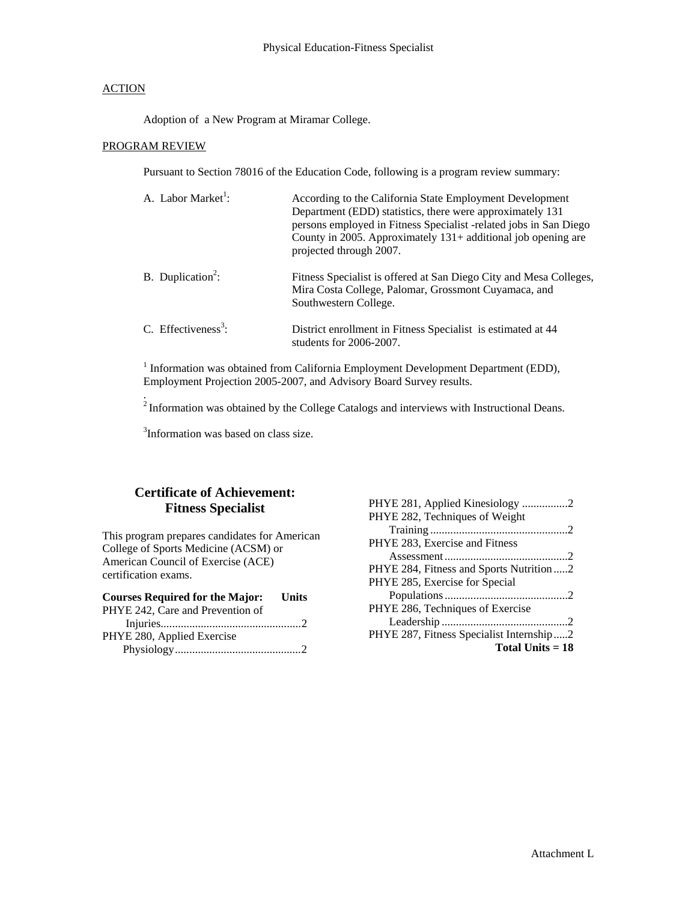Physical Education-Fitness Specialist

ACTION

Adoption of a New Program at Miramar College.

PROGRAM REVIEW

Pursuant to Section 78016 of the Education Code, following is a program review summary:

A. Labor Market[1]: According to the California State Employment Development Department (EDD) statistics, there were approximately 131 persons employed in Fitness Specialist -related jobs in San Diego County in 2005. Approximately 131+ additional job opening are projected through 2007.

B. Duplication[2]: Fitness Specialist is offered at San Diego City and Mesa Colleges, Mira Costa College, Palomar, Grossmont Cuyamaca, and Southwestern College.

C. Effectiveness[3]: District enrollment in Fitness Specialist is estimated at 44 students for 2006-2007.

[1] Information was obtained from California Employment Development Department (EDD), Employment Projection 2005-2007, and Advisory Board Survey results.

[2] Information was obtained by the College Catalogs and interviews with Instructional Deans.

[3] Information was based on class size.

## Certificate of Achievement: Fitness Specialist

This program prepares candidates for American College of Sports Medicine (ACSM) or American Council of Exercise (ACE) certification exams.

| Courses Required for the Major: | Units |
|---|---|
| PHYE 242, Care and Prevention of Injuries | 2 |
| PHYE 280, Applied Exercise Physiology | 2 |
| PHYE 281, Applied Kinesiology | 2 |
| PHYE 282, Techniques of Weight Training | 2 |
| PHYE 283, Exercise and Fitness Assessment | 2 |
| PHYE 284, Fitness and Sports Nutrition | 2 |
| PHYE 285, Exercise for Special Populations | 2 |
| PHYE 286, Techniques of Exercise Leadership | 2 |
| PHYE 287, Fitness Specialist Internship | 2 |
| **Total Units = 18** | |

Attachment L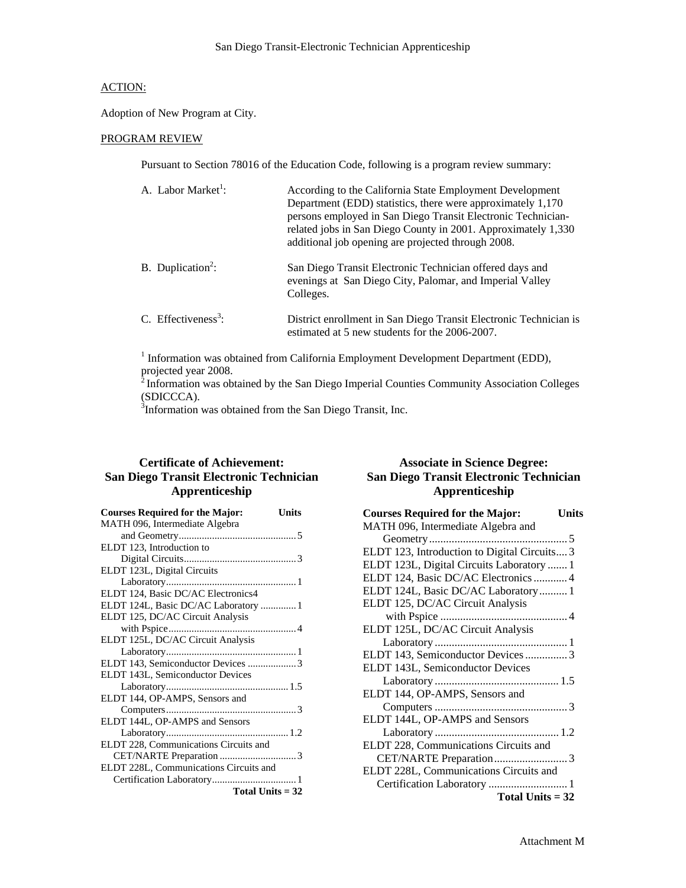San Diego Transit-Electronic Technician Apprenticeship

ACTION:

Adoption of New Program at City.

PROGRAM REVIEW

Pursuant to Section 78016 of the Education Code, following is a program review summary:

A. Labor Market[1]: According to the California State Employment Development Department (EDD) statistics, there were approximately 1,170 persons employed in San Diego Transit Electronic Technician-related jobs in San Diego County in 2001. Approximately 1,330 additional job opening are projected through 2008.

B. Duplication[2]: San Diego Transit Electronic Technician offered days and evenings at San Diego City, Palomar, and Imperial Valley Colleges.

C. Effectiveness[3]: District enrollment in San Diego Transit Electronic Technician is estimated at 5 new students for the 2006-2007.

[1] Information was obtained from California Employment Development Department (EDD), projected year 2008.
[2] Information was obtained by the San Diego Imperial Counties Community Association Colleges (SDICCCA).
[3] Information was obtained from the San Diego Transit, Inc.

## Certificate of Achievement: San Diego Transit Electronic Technician Apprenticeship

| Courses Required for the Major: | Units |
|---|---|
| MATH 096, Intermediate Algebra and Geometry | 5 |
| ELDT 123, Introduction to Digital Circuits | 3 |
| ELDT 123L, Digital Circuits Laboratory | 1 |
| ELDT 124, Basic DC/AC Electronics | 4 |
| ELDT 124L, Basic DC/AC Laboratory | 1 |
| ELDT 125, DC/AC Circuit Analysis with Pspice | 4 |
| ELDT 125L, DC/AC Circuit Analysis Laboratory | 1 |
| ELDT 143, Semiconductor Devices | 3 |
| ELDT 143L, Semiconductor Devices Laboratory | 1.5 |
| ELDT 144, OP-AMPS, Sensors and Computers | 3 |
| ELDT 144L, OP-AMPS and Sensors Laboratory | 1.2 |
| ELDT 228, Communications Circuits and CET/NARTE Preparation | 3 |
| ELDT 228L, Communications Circuits and Certification Laboratory | 1 |
| **Total Units = 32** | |

## Associate in Science Degree: San Diego Transit Electronic Technician Apprenticeship

| Courses Required for the Major: | Units |
|---|---|
| MATH 096, Intermediate Algebra and Geometry | 5 |
| ELDT 123, Introduction to Digital Circuits | 3 |
| ELDT 123L, Digital Circuits Laboratory | 1 |
| ELDT 124, Basic DC/AC Electronics | 4 |
| ELDT 124L, Basic DC/AC Laboratory | 1 |
| ELDT 125, DC/AC Circuit Analysis with Pspice | 4 |
| ELDT 125L, DC/AC Circuit Analysis Laboratory | 1 |
| ELDT 143, Semiconductor Devices | 3 |
| ELDT 143L, Semiconductor Devices Laboratory | 1.5 |
| ELDT 144, OP-AMPS, Sensors and Computers | 3 |
| ELDT 144L, OP-AMPS and Sensors Laboratory | 1.2 |
| ELDT 228, Communications Circuits and CET/NARTE Preparation | 3 |
| ELDT 228L, Communications Circuits and Certification Laboratory | 1 |
| **Total Units = 32** | |

Attachment M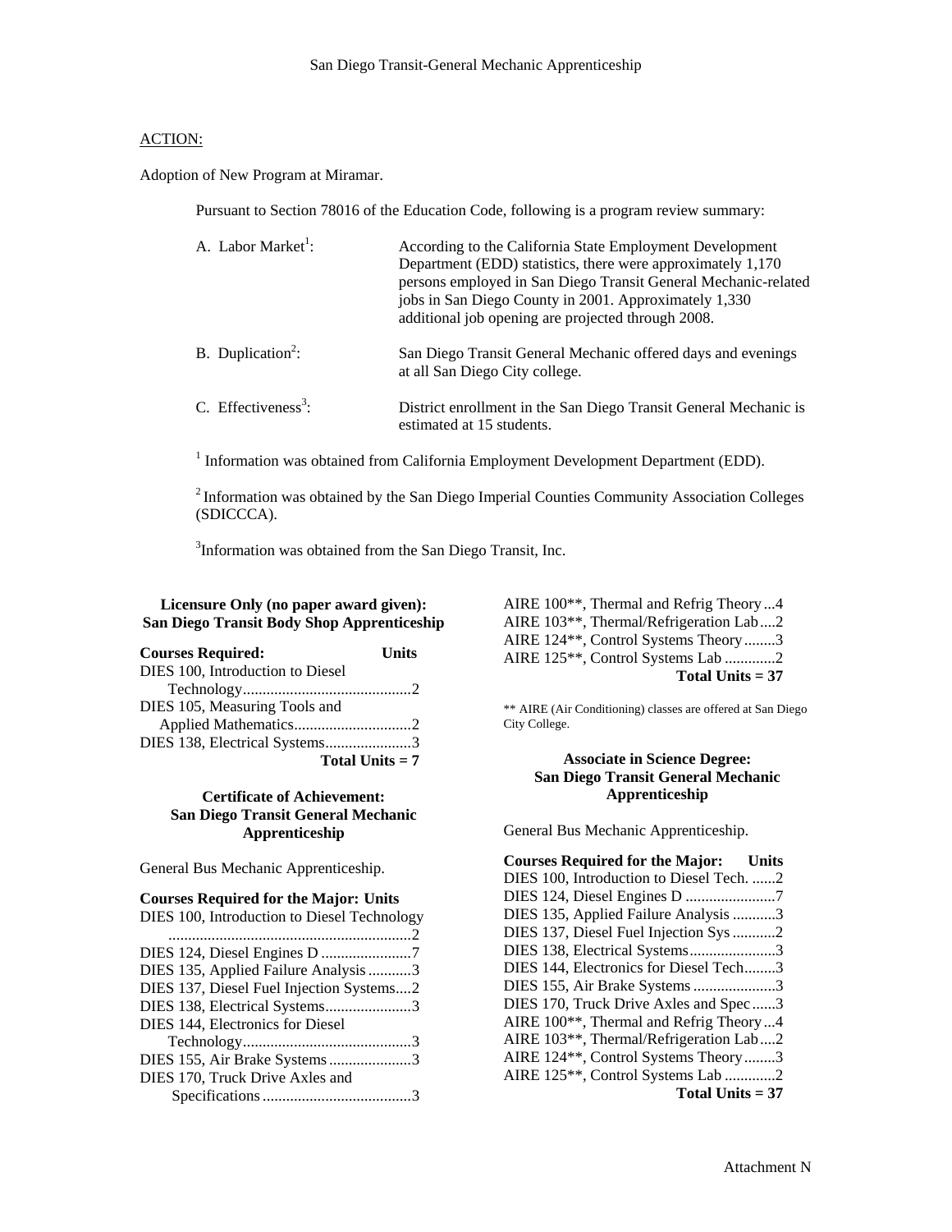## ACTION:

Adoption of New Program at Miramar.

Pursuant to Section 78016 of the Education Code, following is a program review summary:

A. Labor Market[1]: According to the California State Employment Development Department (EDD) statistics, there were approximately 1,170 persons employed in San Diego Transit General Mechanic-related jobs in San Diego County in 2001. Approximately 1,330 additional job opening are projected through 2008.

B. Duplication[2]: San Diego Transit General Mechanic offered days and evenings at all San Diego City college.

C. Effectiveness[3]: District enrollment in the San Diego Transit General Mechanic is estimated at 15 students.

[1] Information was obtained from California Employment Development Department (EDD).

[2] Information was obtained by the San Diego Imperial Counties Community Association Colleges (SDICCCA).

[3] Information was obtained from the San Diego Transit, Inc.

### Licensure Only (no paper award given): San Diego Transit Body Shop Apprenticeship

| Courses Required: | Units |
|---|---|
| DIES 100, Introduction to Diesel Technology | 2 |
| DIES 105, Measuring Tools and Applied Mathematics | 2 |
| DIES 138, Electrical Systems | 3 |
| **Total Units = 7** | |

### Certificate of Achievement: San Diego Transit General Mechanic Apprenticeship

General Bus Mechanic Apprenticeship.

| Courses Required for the Major: | Units |
|---|---|
| DIES 100, Introduction to Diesel Technology | 2 |
| DIES 124, Diesel Engines D | 7 |
| DIES 135, Applied Failure Analysis | 3 |
| DIES 137, Diesel Fuel Injection Systems | 2 |
| DIES 138, Electrical Systems | 3 |
| DIES 144, Electronics for Diesel Technology | 3 |
| DIES 155, Air Brake Systems | 3 |
| DIES 170, Truck Drive Axles and Specifications | 3 |
| AIRE 100**, Thermal and Refrig Theory | 4 |
| AIRE 103**, Thermal/Refrigeration Lab | 2 |
| AIRE 124**, Control Systems Theory | 3 |
| AIRE 125**, Control Systems Lab | 2 |
| **Total Units = 37** | |

** AIRE (Air Conditioning) classes are offered at San Diego City College.

### Associate in Science Degree: San Diego Transit General Mechanic Apprenticeship

General Bus Mechanic Apprenticeship.

| Courses Required for the Major: | Units |
|---|---|
| DIES 100, Introduction to Diesel Tech. | 2 |
| DIES 124, Diesel Engines D | 7 |
| DIES 135, Applied Failure Analysis | 3 |
| DIES 137, Diesel Fuel Injection Sys | 2 |
| DIES 138, Electrical Systems | 3 |
| DIES 144, Electronics for Diesel Tech | 3 |
| DIES 155, Air Brake Systems | 3 |
| DIES 170, Truck Drive Axles and Spec | 3 |
| AIRE 100**, Thermal and Refrig Theory | 4 |
| AIRE 103**, Thermal/Refrigeration Lab | 2 |
| AIRE 124**, Control Systems Theory | 3 |
| AIRE 125**, Control Systems Lab | 2 |
| **Total Units = 37** | |

Attachment N